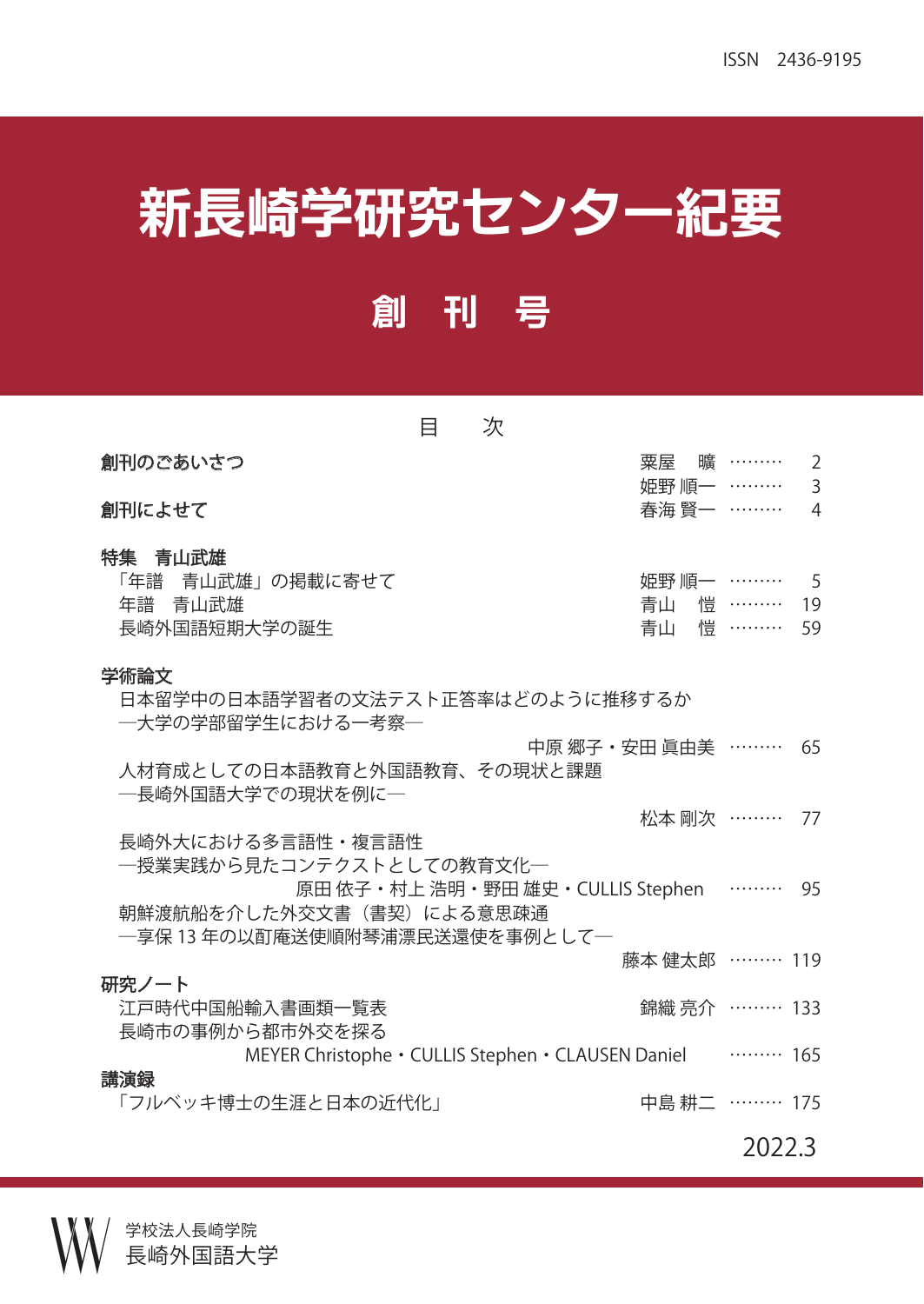ISSN　2436-9195

# 新長崎学研究センター紀要

## 創　刊　号

### 目　次

**創刊のごあいさつ** 　栗屋　曠 ……… 2
姫野 順一 ……… 3

**創刊によせて** 　春海 賢一 ……… 4

**特集　青山武雄**

「年譜　青山武雄」の掲載に寄せて　姫野 順一 ……… 5
年譜　青山武雄　青山　愷 ……… 19
長崎外国語短期大学の誕生　青山　愷 ……… 59

**学術論文**

日本留学中の日本語学習者の文法テスト正答率はどのように推移するか
―大学の学部留学生における一考察―
中原 郷子・安田 眞由美 ……… 65

人材育成としての日本語教育と外国語教育、その現状と課題
―長崎外国語大学での現状を例に―
松本 剛次 ……… 77

長崎外大における多言語性・複言語性
―授業実践から見たコンテクストとしての教育文化―
原田 依子・村上 浩明・野田 雄史・CULLIS Stephen ……… 95

朝鮮渡航船を介した外交文書（書契）による意思疎通
―享保 13 年の以酊庵送使順附琴浦漂民送還使を事例として―
藤本 健太郎 ……… 119

**研究ノート**

江戸時代中国船輸入書画類一覧表　錦織 亮介 ……… 133
長崎市の事例から都市外交を探る
MEYER Christophe・CULLIS Stephen・CLAUSEN Daniel ……… 165

**講演録**

「フルベッキ博士の生涯と日本の近代化」　中島 耕二 ……… 175

2022.3

学校法人長崎学院
長崎外国語大学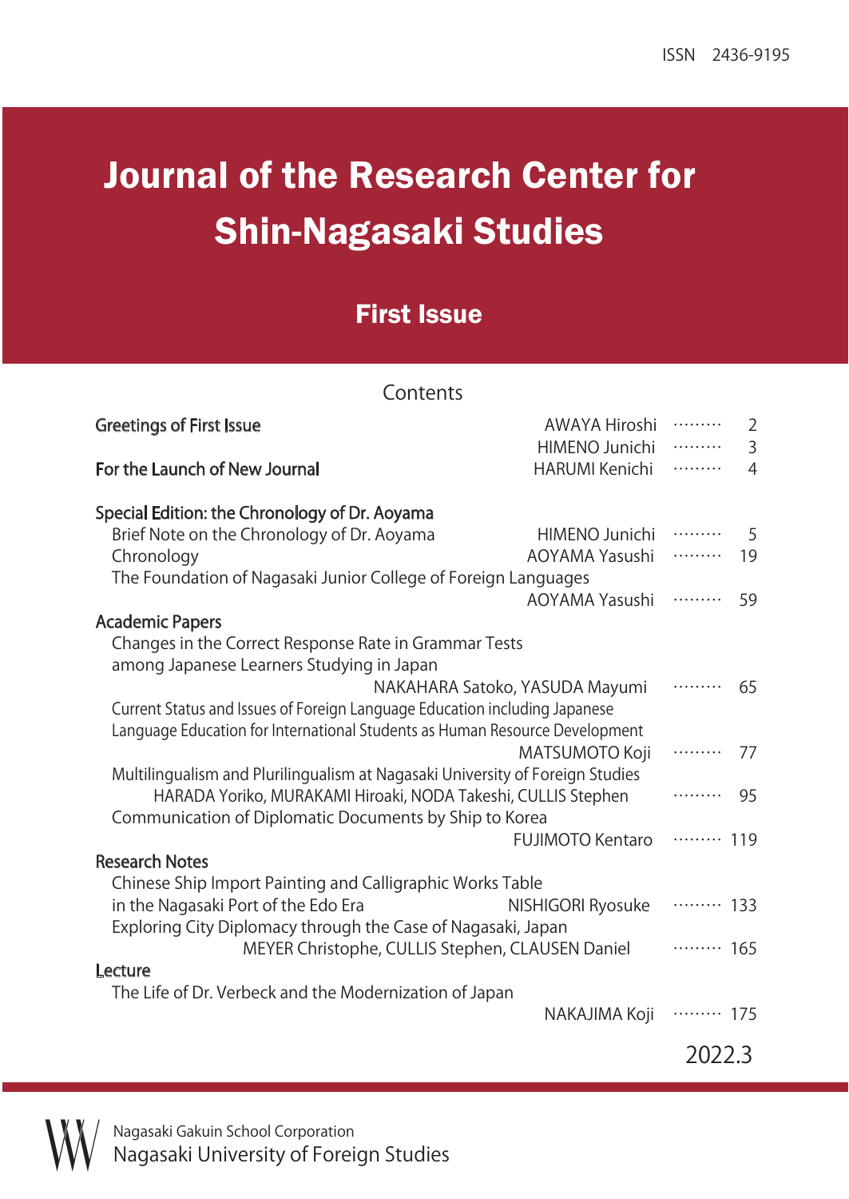ISSN 2436-9195

# Journal of the Research Center for Shin-Nagasaki Studies

## First Issue

### Contents

**Greetings of First Issue** AWAYA Hiroshi ……… 2
HIMENO Junichi ……… 3

**For the Launch of New Journal** HARUMI Kenichi ……… 4

**Special Edition: the Chronology of Dr. Aoyama**

- Brief Note on the Chronology of Dr. Aoyama HIMENO Junichi ……… 5
- Chronology AOYAMA Yasushi ……… 19
- The Foundation of Nagasaki Junior College of Foreign Languages AOYAMA Yasushi ……… 59

**Academic Papers**

- Changes in the Correct Response Rate in Grammar Tests among Japanese Learners Studying in Japan NAKAHARA Satoko, YASUDA Mayumi ……… 65
- Current Status and Issues of Foreign Language Education including Japanese Language Education for International Students as Human Resource Development MATSUMOTO Koji ……… 77
- Multilingualism and Plurilingualism at Nagasaki University of Foreign Studies HARADA Yoriko, MURAKAMI Hiroaki, NODA Takeshi, CULLIS Stephen ……… 95
- Communication of Diplomatic Documents by Ship to Korea FUJIMOTO Kentaro ……… 119

**Research Notes**

- Chinese Ship Import Painting and Calligraphic Works Table in the Nagasaki Port of the Edo Era NISHIGORI Ryosuke ……… 133
- Exploring City Diplomacy through the Case of Nagasaki, Japan MEYER Christophe, CULLIS Stephen, CLAUSEN Daniel ……… 165

**Lecture**

- The Life of Dr. Verbeck and the Modernization of Japan NAKAJIMA Koji ……… 175

2022.3

Nagasaki Gakuin School Corporation
Nagasaki University of Foreign Studies